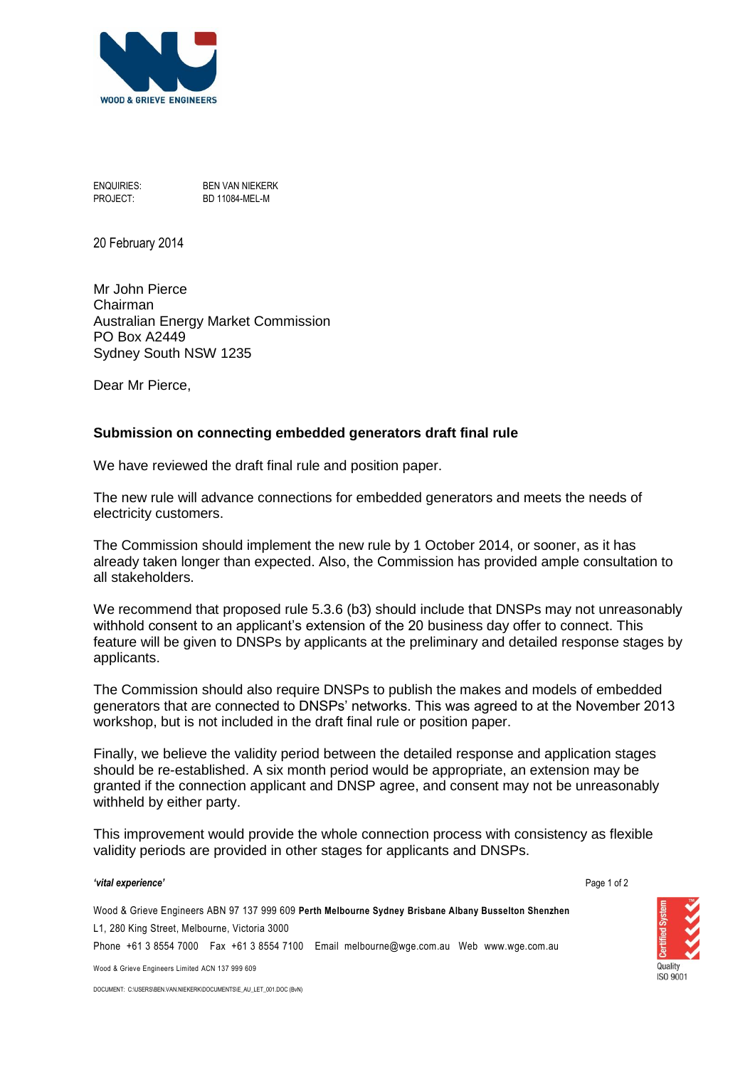WOOD & GRIEVE ENGINEERS

ENQUIRIES: BEN VAN NIEKERK
PROJECT: BD 11084-MEL-M

20 February 2014

Mr John Pierce
Chairman
Australian Energy Market Commission
PO Box A2449
Sydney South NSW 1235

Dear Mr Pierce,

**Submission on connecting embedded generators draft final rule**

We have reviewed the draft final rule and position paper.

The new rule will advance connections for embedded generators and meets the needs of electricity customers.

The Commission should implement the new rule by 1 October 2014, or sooner, as it has already taken longer than expected. Also, the Commission has provided ample consultation to all stakeholders.

We recommend that proposed rule 5.3.6 (b3) should include that DNSPs may not unreasonably withhold consent to an applicant's extension of the 20 business day offer to connect. This feature will be given to DNSPs by applicants at the preliminary and detailed response stages by applicants.

The Commission should also require DNSPs to publish the makes and models of embedded generators that are connected to DNSPs' networks. This was agreed to at the November 2013 workshop, but is not included in the draft final rule or position paper.

Finally, we believe the validity period between the detailed response and application stages should be re-established. A six month period would be appropriate, an extension may be granted if the connection applicant and DNSP agree, and consent may not be unreasonably withheld by either party.

This improvement would provide the whole connection process with consistency as flexible validity periods are provided in other stages for applicants and DNSPs.

*'vital experience'*

Wood & Grieve Engineers ABN 97 137 999 609 **Perth Melbourne Sydney Brisbane Albany Busselton Shenzhen**
L1, 280 King Street, Melbourne, Victoria 3000
Phone +61 3 8554 7000 Fax +61 3 8554 7100 Email melbourne@wge.com.au Web www.wge.com.au

Wood & Grieve Engineers Limited ACN 137 999 609

DOCUMENT: C:\USERS\BEN.VAN.NIEKERK\DOCUMENTS\E_AU_LET_001.DOC (BvN)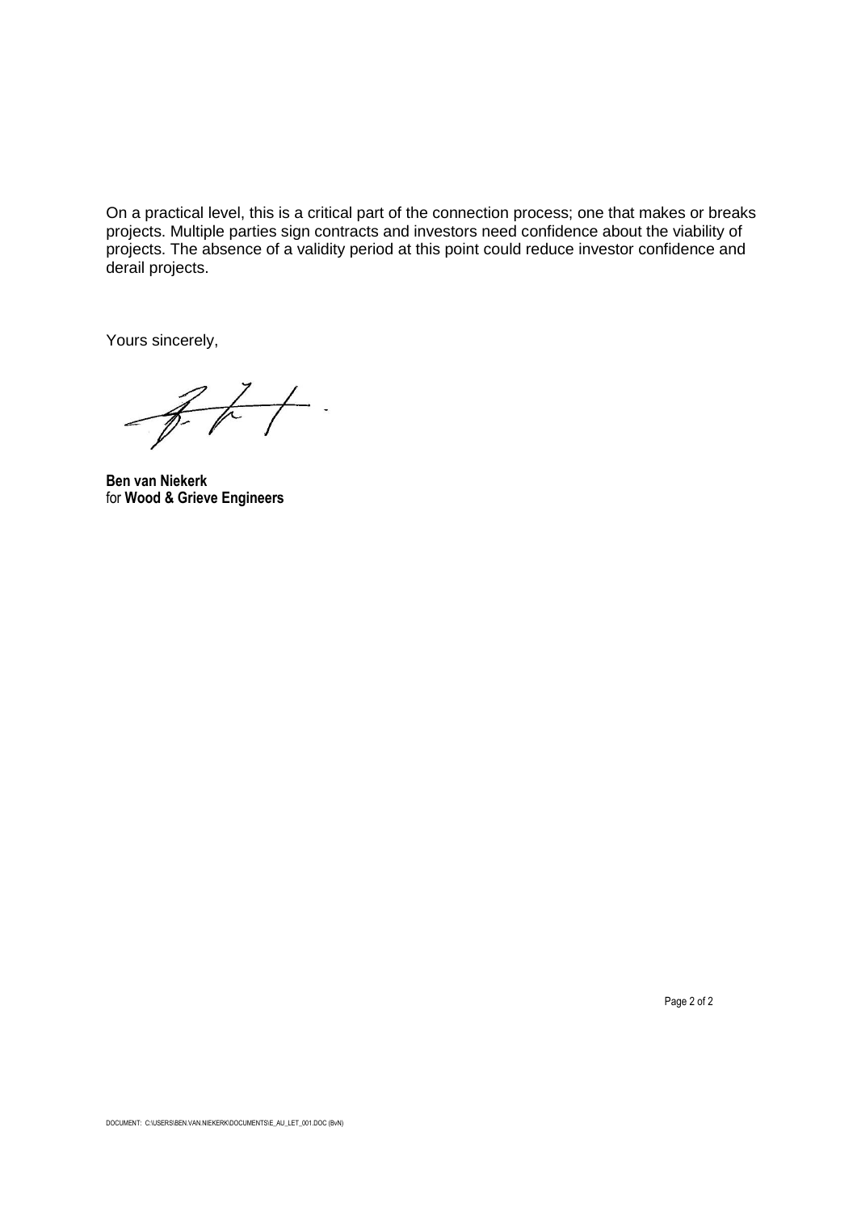On a practical level, this is a critical part of the connection process; one that makes or breaks projects. Multiple parties sign contracts and investors need confidence about the viability of projects. The absence of a validity period at this point could reduce investor confidence and derail projects.

Yours sincerely,

**Ben van Niekerk**
for **Wood & Grieve Engineers**

DOCUMENT: C:\USERS\BEN.VAN.NIEKERK\DOCUMENTS\E_AU_LET_001.DOC (BvN)